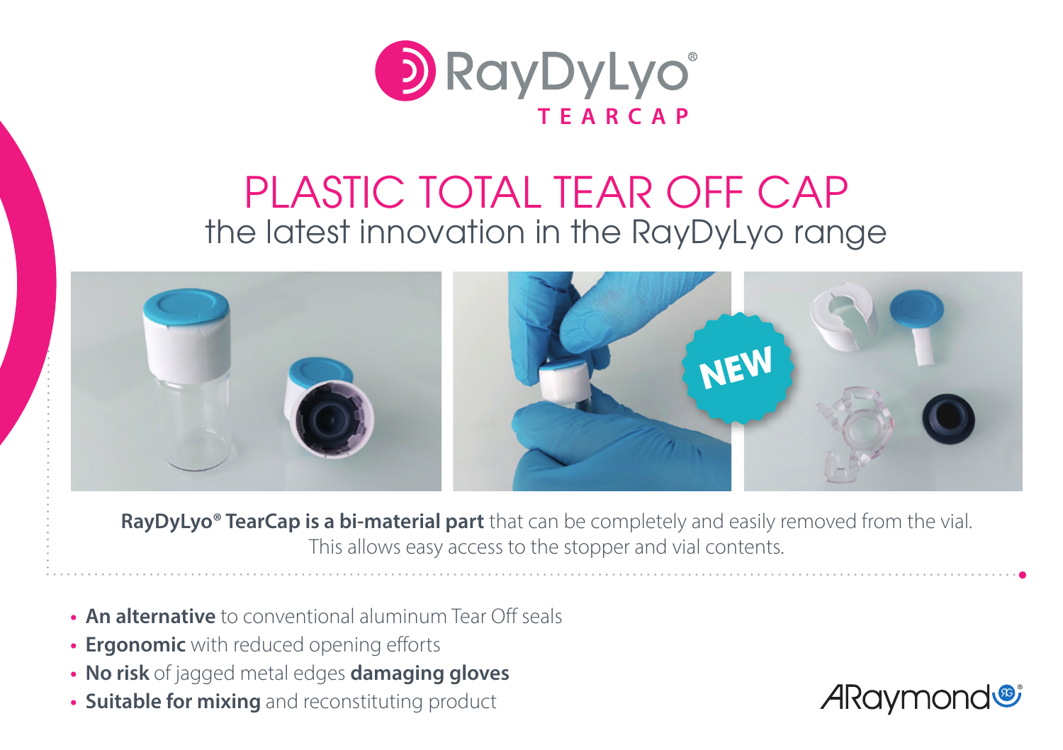# RayDyLyo® TEARCAP

## PLASTIC TOTAL TEAR OFF CAP
### the latest innovation in the RayDyLyo range

NEW

**RayDyLyo® TearCap is a bi-material part** that can be completely and easily removed from the vial. This allows easy access to the stopper and vial contents.

- **An alternative** to conventional aluminum Tear Off seals
- **Ergonomic** with reduced opening efforts
- **No risk** of jagged metal edges **damaging gloves**
- **Suitable for mixing** and reconstituting product

ARaymond®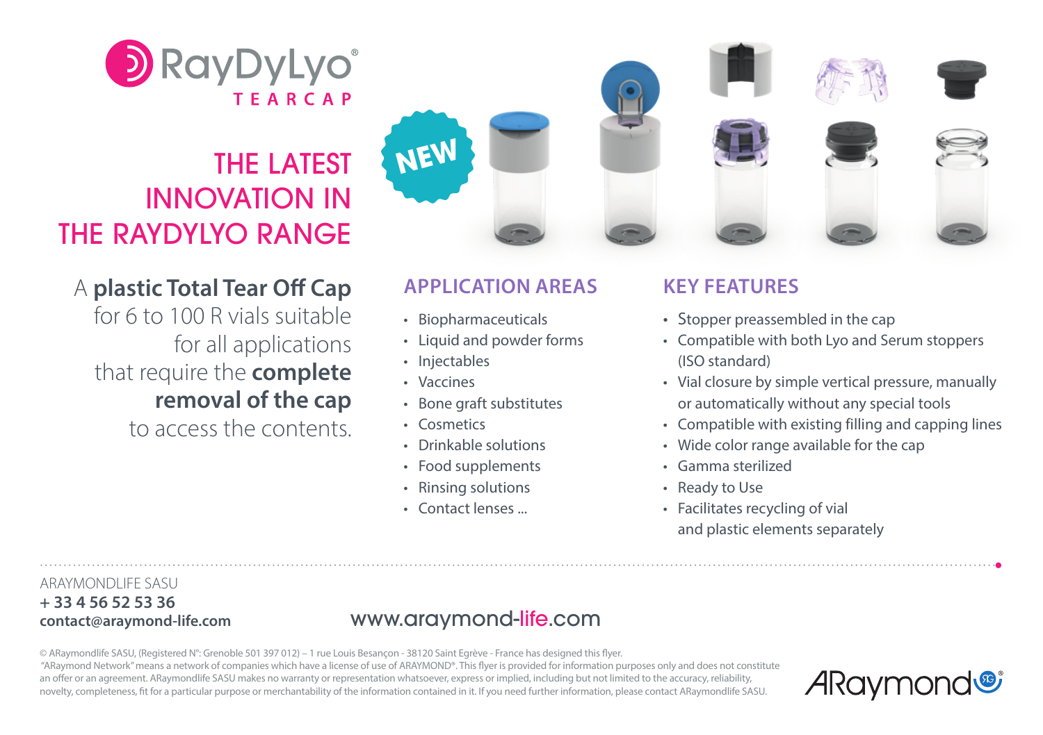# RayDyLyo®

TEARCAP

NEW

## THE LATEST INNOVATION IN THE RAYDYLYO RANGE

A **plastic Total Tear Off Cap** for 6 to 100 R vials suitable for all applications that require the **complete removal of the cap** to access the contents.

## APPLICATION AREAS

- Biopharmaceuticals
- Liquid and powder forms
- Injectables
- Vaccines
- Bone graft substitutes
- Cosmetics
- Drinkable solutions
- Food supplements
- Rinsing solutions
- Contact lenses ...

## KEY FEATURES

- Stopper preassembled in the cap
- Compatible with both Lyo and Serum stoppers (ISO standard)
- Vial closure by simple vertical pressure, manually or automatically without any special tools
- Compatible with existing filling and capping lines
- Wide color range available for the cap
- Gamma sterilized
- Ready to Use
- Facilitates recycling of vial and plastic elements separately

ARAYMONDLIFE SASU
**+ 33 4 56 52 53 36**
**contact@araymond-life.com**

www.araymond-life.com

© ARaymondlife SASU, (Registered N°: Grenoble 501 397 012) – 1 rue Louis Besançon - 38120 Saint Egrève - France has designed this flyer.
"ARaymond Network" means a network of companies which have a license of use of ARAYMOND®. This flyer is provided for information purposes only and does not constitute an offer or an agreement. ARaymondlife SASU makes no warranty or representation whatsoever, express or implied, including but not limited to the accuracy, reliability, novelty, completeness, fit for a particular purpose or merchantability of the information contained in it. If you need further information, please contact ARaymondlife SASU.

ARaymond®